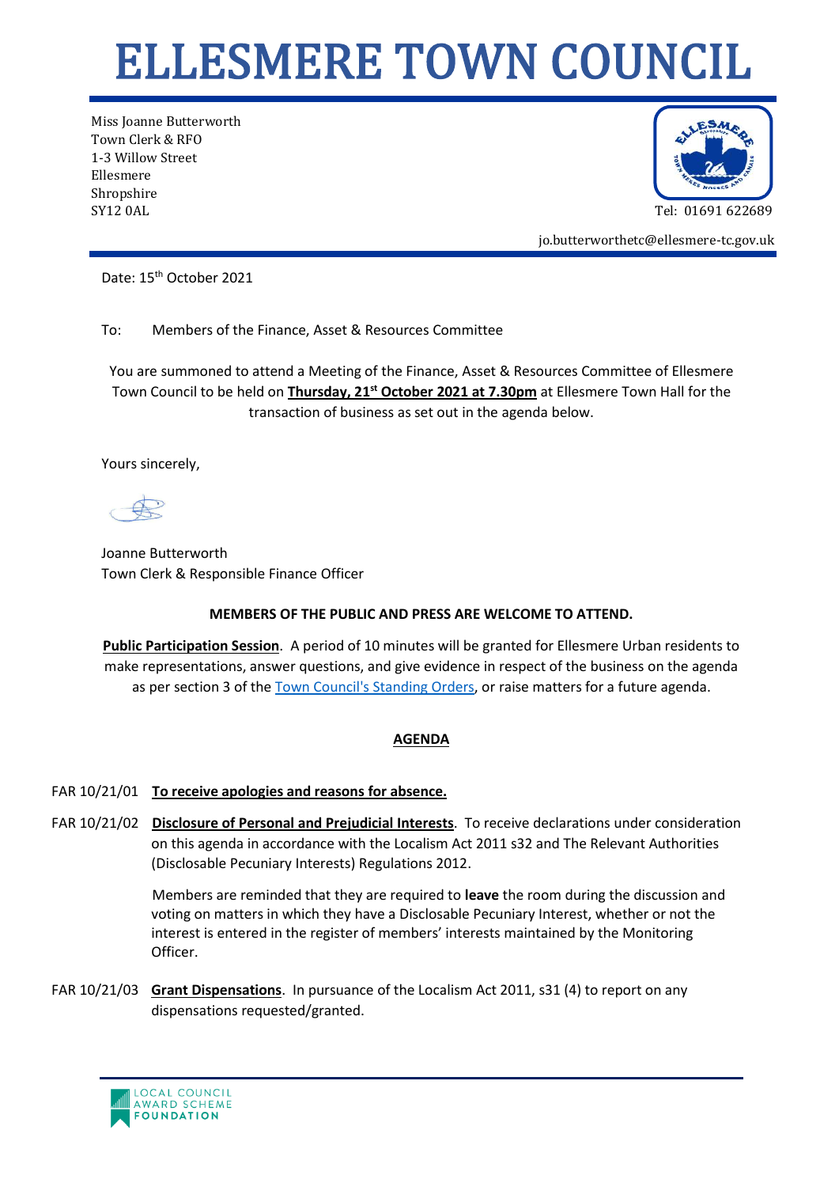// ELLESMERE TOWN COUNCIL

Miss Joanne Butterworth
Town Clerk & RFO
1-3 Willow Street
Ellesmere
Shropshire
SY12 0AL

Tel: 01691 622689

jo.butterworthetc@ellesmere-tc.gov.uk

Date: 15th October 2021

To: Members of the Finance, Asset & Resources Committee

You are summoned to attend a Meeting of the Finance, Asset & Resources Committee of Ellesmere Town Council to be held on **Thursday, 21st October 2021 at 7.30pm** at Ellesmere Town Hall for the transaction of business as set out in the agenda below.

Yours sincerely,

Joanne Butterworth
Town Clerk & Responsible Finance Officer

**MEMBERS OF THE PUBLIC AND PRESS ARE WELCOME TO ATTEND.**

**Public Participation Session**. A period of 10 minutes will be granted for Ellesmere Urban residents to make representations, answer questions, and give evidence in respect of the business on the agenda as per section 3 of the Town Council's Standing Orders, or raise matters for a future agenda.

## AGENDA

FAR 10/21/01 **To receive apologies and reasons for absence.**

FAR 10/21/02 **Disclosure of Personal and Prejudicial Interests**. To receive declarations under consideration on this agenda in accordance with the Localism Act 2011 s32 and The Relevant Authorities (Disclosable Pecuniary Interests) Regulations 2012.

Members are reminded that they are required to **leave** the room during the discussion and voting on matters in which they have a Disclosable Pecuniary Interest, whether or not the interest is entered in the register of members' interests maintained by the Monitoring Officer.

FAR 10/21/03 **Grant Dispensations**. In pursuance of the Localism Act 2011, s31 (4) to report on any dispensations requested/granted.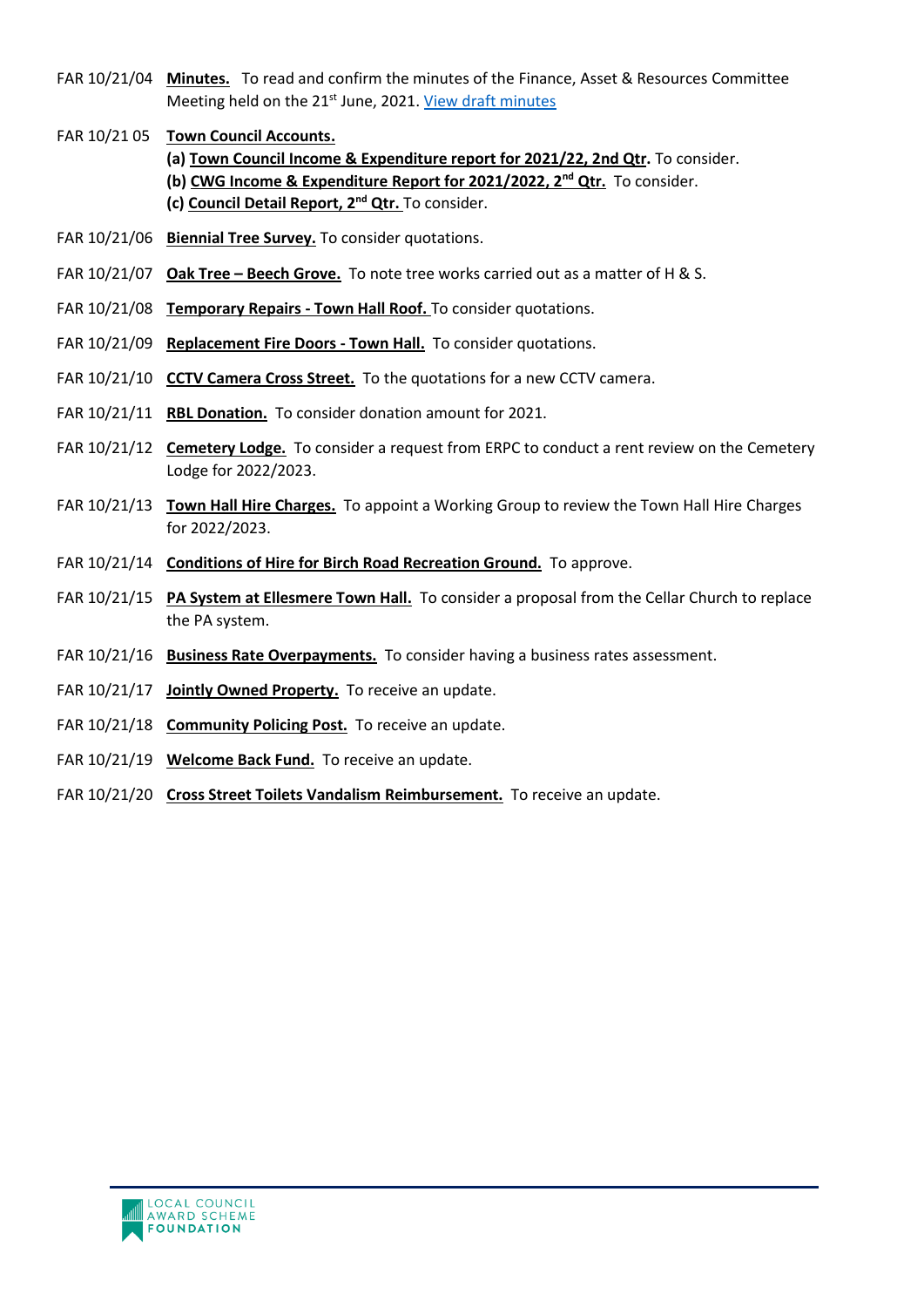FAR 10/21/04 **Minutes.** To read and confirm the minutes of the Finance, Asset & Resources Committee Meeting held on the 21st June, 2021. [View draft minutes]

FAR 10/21 05 **Town Council Accounts.**
**(a) Town Council Income & Expenditure report for 2021/22, 2nd Qtr.** To consider.
**(b) CWG Income & Expenditure Report for 2021/2022, 2nd Qtr.** To consider.
**(c) Council Detail Report, 2nd Qtr.** To consider.

FAR 10/21/06 **Biennial Tree Survey.** To consider quotations.

FAR 10/21/07 **Oak Tree – Beech Grove.** To note tree works carried out as a matter of H & S.

FAR 10/21/08 **Temporary Repairs - Town Hall Roof.** To consider quotations.

FAR 10/21/09 **Replacement Fire Doors - Town Hall.** To consider quotations.

FAR 10/21/10 **CCTV Camera Cross Street.** To the quotations for a new CCTV camera.

FAR 10/21/11 **RBL Donation.** To consider donation amount for 2021.

FAR 10/21/12 **Cemetery Lodge.** To consider a request from ERPC to conduct a rent review on the Cemetery Lodge for 2022/2023.

FAR 10/21/13 **Town Hall Hire Charges.** To appoint a Working Group to review the Town Hall Hire Charges for 2022/2023.

FAR 10/21/14 **Conditions of Hire for Birch Road Recreation Ground.** To approve.

FAR 10/21/15 **PA System at Ellesmere Town Hall.** To consider a proposal from the Cellar Church to replace the PA system.

FAR 10/21/16 **Business Rate Overpayments.** To consider having a business rates assessment.

FAR 10/21/17 **Jointly Owned Property.** To receive an update.

FAR 10/21/18 **Community Policing Post.** To receive an update.

FAR 10/21/19 **Welcome Back Fund.** To receive an update.

FAR 10/21/20 **Cross Street Toilets Vandalism Reimbursement.** To receive an update.